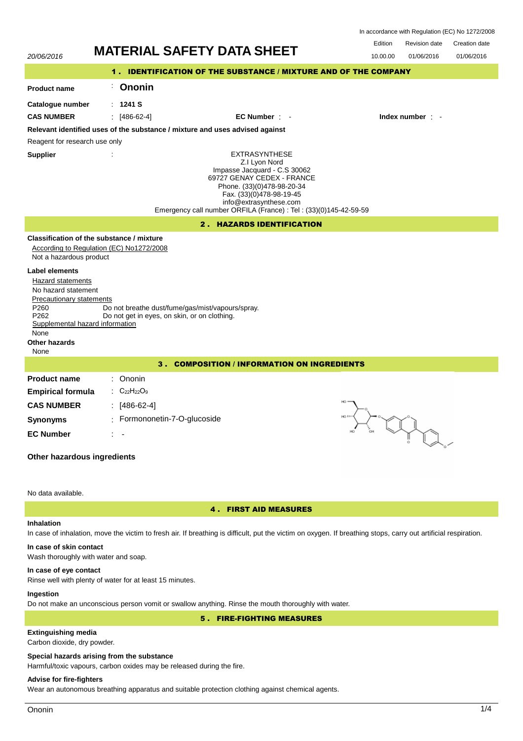In accordance with Regulation (EC) No 1272/2008

20/06/2016

# MATERIAL SAFETY DATA SHEET

| Edition | Revision date | Creation date |
|---|---|---|
| 10.00.00 | 01/06/2016 | 01/06/2016 |

## 1 . IDENTIFICATION OF THE SUBSTANCE / MIXTURE AND OF THE COMPANY

**Product name** : **Ononin**

**Catalogue number** : **1241 S**

**CAS NUMBER** : [486-62-4] **EC Number** : - **Index number** : -

**Relevant identified uses of the substance / mixture and uses advised against**

Reagent for research use only

**Supplier** :

EXTRASYNTHESE
Z.I Lyon Nord
Impasse Jacquard - C.S 30062
69727 GENAY CEDEX - FRANCE
Phone. (33)(0)478-98-20-34
Fax. (33)(0)478-98-19-45
info@extrasynthese.com
Emergency call number ORFILA (France) : Tel : (33)(0)145-42-59-59

## 2 . HAZARDS IDENTIFICATION

**Classification of the substance / mixture**

According to Regulation (EC) No1272/2008

Not a hazardous product

**Label elements**

Hazard statements

No hazard statement

Precautionary statements

P260 Do not breathe dust/fume/gas/mist/vapours/spray.
P262 Do not get in eyes, on skin, or on clothing.

Supplemental hazard information

None

**Other hazards**

None

## 3 . COMPOSITION / INFORMATION ON INGREDIENTS

**Product name** : Ononin

**Empirical formula** : $C_{22}H_{22}O_9$

**CAS NUMBER** : [486-62-4]

**Synonyms** : Formononetin-7-O-glucoside

**EC Number** : -

**Other hazardous ingredients**

No data available.

## 4 . FIRST AID MEASURES

**Inhalation**

In case of inhalation, move the victim to fresh air. If breathing is difficult, put the victim on oxygen. If breathing stops, carry out artificial respiration.

**In case of skin contact**

Wash thoroughly with water and soap.

**In case of eye contact**

Rinse well with plenty of water for at least 15 minutes.

**Ingestion**

Do not make an unconscious person vomit or swallow anything. Rinse the mouth thoroughly with water.

## 5 . FIRE-FIGHTING MEASURES

**Extinguishing media**

Carbon dioxide, dry powder.

**Special hazards arising from the substance**

Harmful/toxic vapours, carbon oxides may be released during the fire.

**Advise for fire-fighters**

Wear an autonomous breathing apparatus and suitable protection clothing against chemical agents.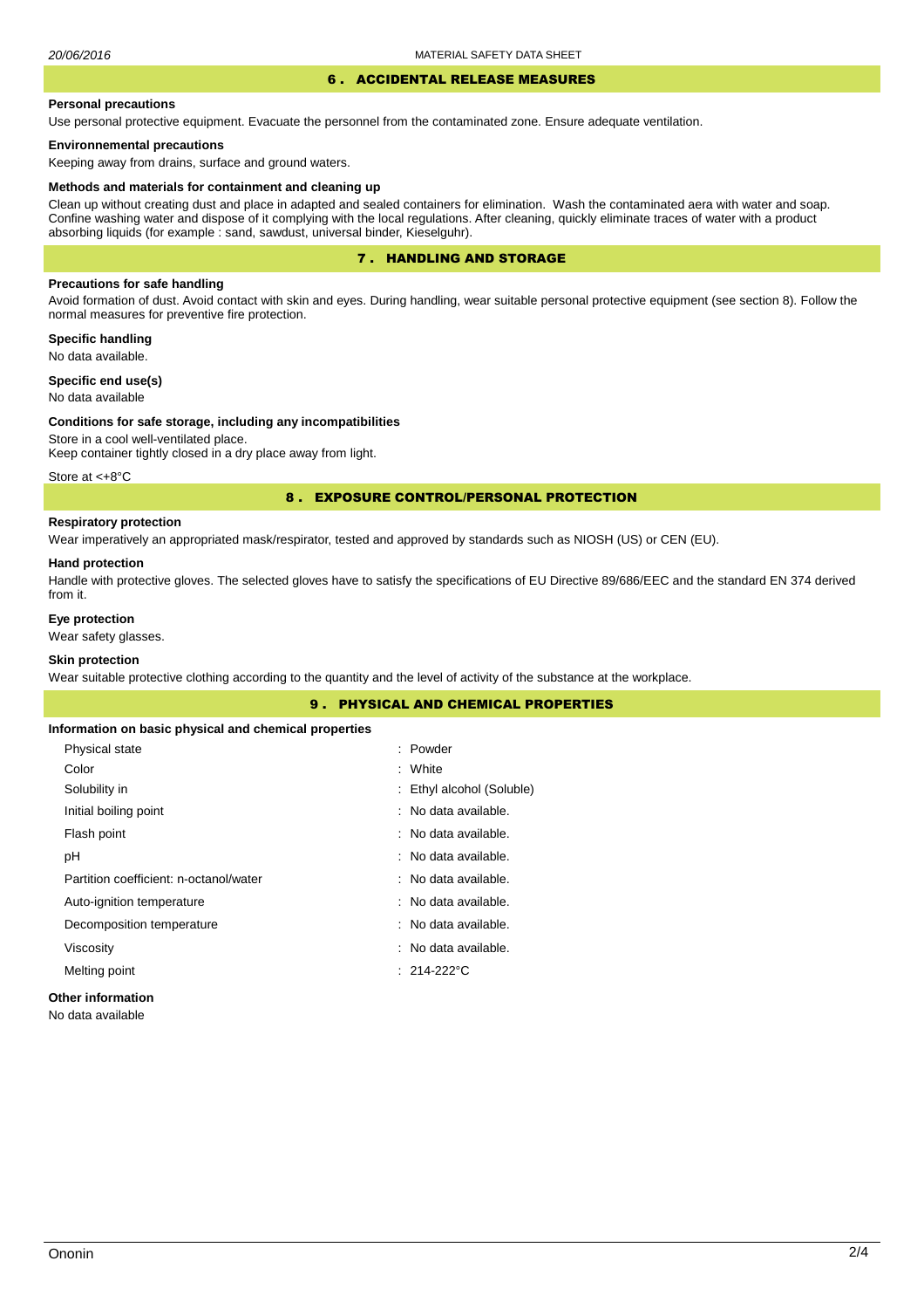## 6 . ACCIDENTAL RELEASE MEASURES

**Personal precautions**

Use personal protective equipment. Evacuate the personnel from the contaminated zone. Ensure adequate ventilation.

**Environnemental precautions**

Keeping away from drains, surface and ground waters.

**Methods and materials for containment and cleaning up**

Clean up without creating dust and place in adapted and sealed containers for elimination. Wash the contaminated aera with water and soap. Confine washing water and dispose of it complying with the local regulations. After cleaning, quickly eliminate traces of water with a product absorbing liquids (for example : sand, sawdust, universal binder, Kieselguhr).

## 7 . HANDLING AND STORAGE

**Precautions for safe handling**

Avoid formation of dust. Avoid contact with skin and eyes. During handling, wear suitable personal protective equipment (see section 8). Follow the normal measures for preventive fire protection.

**Specific handling**

No data available.

**Specific end use(s)**

No data available

**Conditions for safe storage, including any incompatibilities**

Store in a cool well-ventilated place.
Keep container tightly closed in a dry place away from light.

Store at <+8°C

## 8 . EXPOSURE CONTROL/PERSONAL PROTECTION

**Respiratory protection**

Wear imperatively an appropriated mask/respirator, tested and approved by standards such as NIOSH (US) or CEN (EU).

**Hand protection**

Handle with protective gloves. The selected gloves have to satisfy the specifications of EU Directive 89/686/EEC and the standard EN 374 derived from it.

**Eye protection**

Wear safety glasses.

**Skin protection**

Wear suitable protective clothing according to the quantity and the level of activity of the substance at the workplace.

## 9 . PHYSICAL AND CHEMICAL PROPERTIES

**Information on basic physical and chemical properties**

| | |
|---|---|
| Physical state | : Powder |
| Color | : White |
| Solubility in | : Ethyl alcohol (Soluble) |
| Initial boiling point | : No data available. |
| Flash point | : No data available. |
| pH | : No data available. |
| Partition coefficient: n-octanol/water | : No data available. |
| Auto-ignition temperature | : No data available. |
| Decomposition temperature | : No data available. |
| Viscosity | : No data available. |
| Melting point | : 214-222°C |

**Other information**

No data available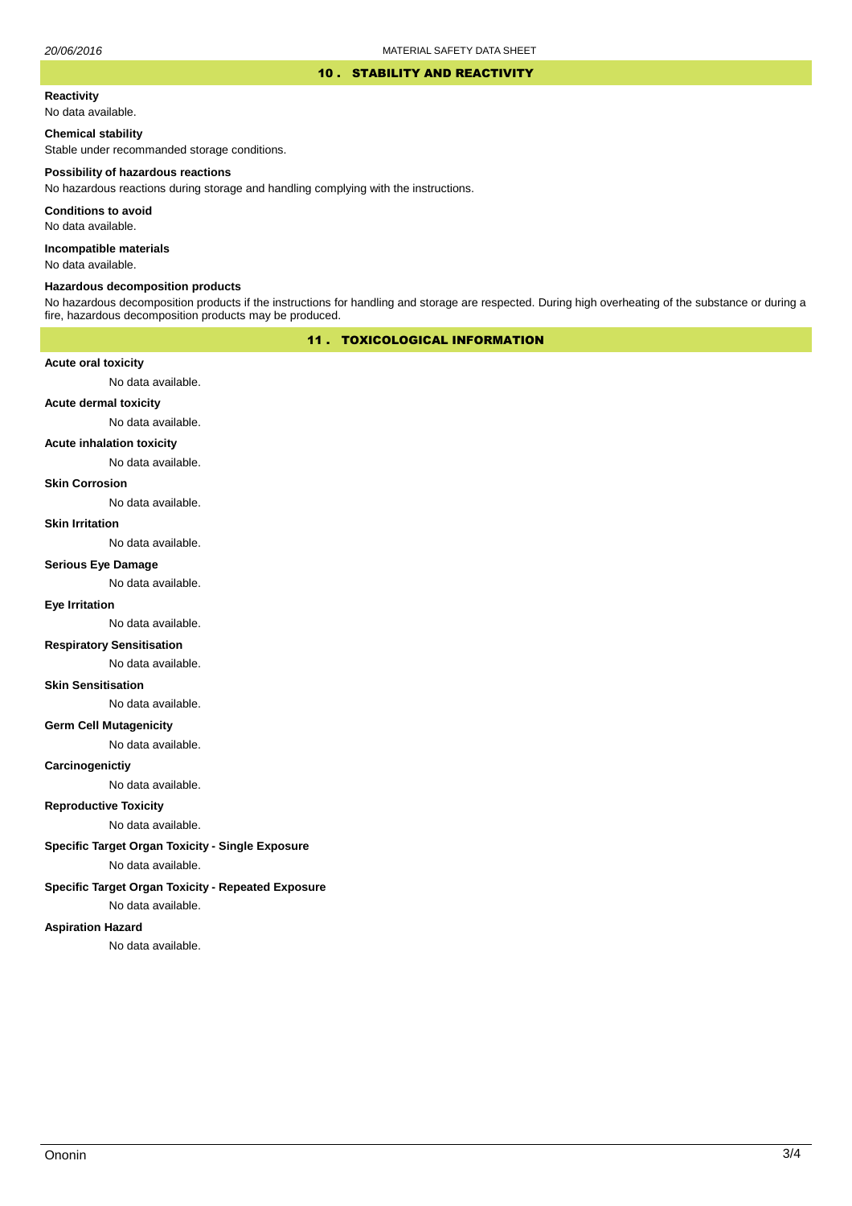## 10 . STABILITY AND REACTIVITY

**Reactivity**

No data available.

**Chemical stability**

Stable under recommanded storage conditions.

**Possibility of hazardous reactions**

No hazardous reactions during storage and handling complying with the instructions.

**Conditions to avoid**

No data available.

**Incompatible materials**

No data available.

**Hazardous decomposition products**

No hazardous decomposition products if the instructions for handling and storage are respected. During high overheating of the substance or during a fire, hazardous decomposition products may be produced.

## 11 . TOXICOLOGICAL INFORMATION

**Acute oral toxicity**

No data available.

**Acute dermal toxicity**

No data available.

**Acute inhalation toxicity**

No data available.

**Skin Corrosion**

No data available.

**Skin Irritation**

No data available.

**Serious Eye Damage**

No data available.

**Eye Irritation**

No data available.

**Respiratory Sensitisation**

No data available.

**Skin Sensitisation**

No data available.

**Germ Cell Mutagenicity**

No data available.

**Carcinogenictiy**

No data available.

**Reproductive Toxicity**

No data available.

**Specific Target Organ Toxicity - Single Exposure**

No data available.

**Specific Target Organ Toxicity - Repeated Exposure**

No data available.

**Aspiration Hazard**

No data available.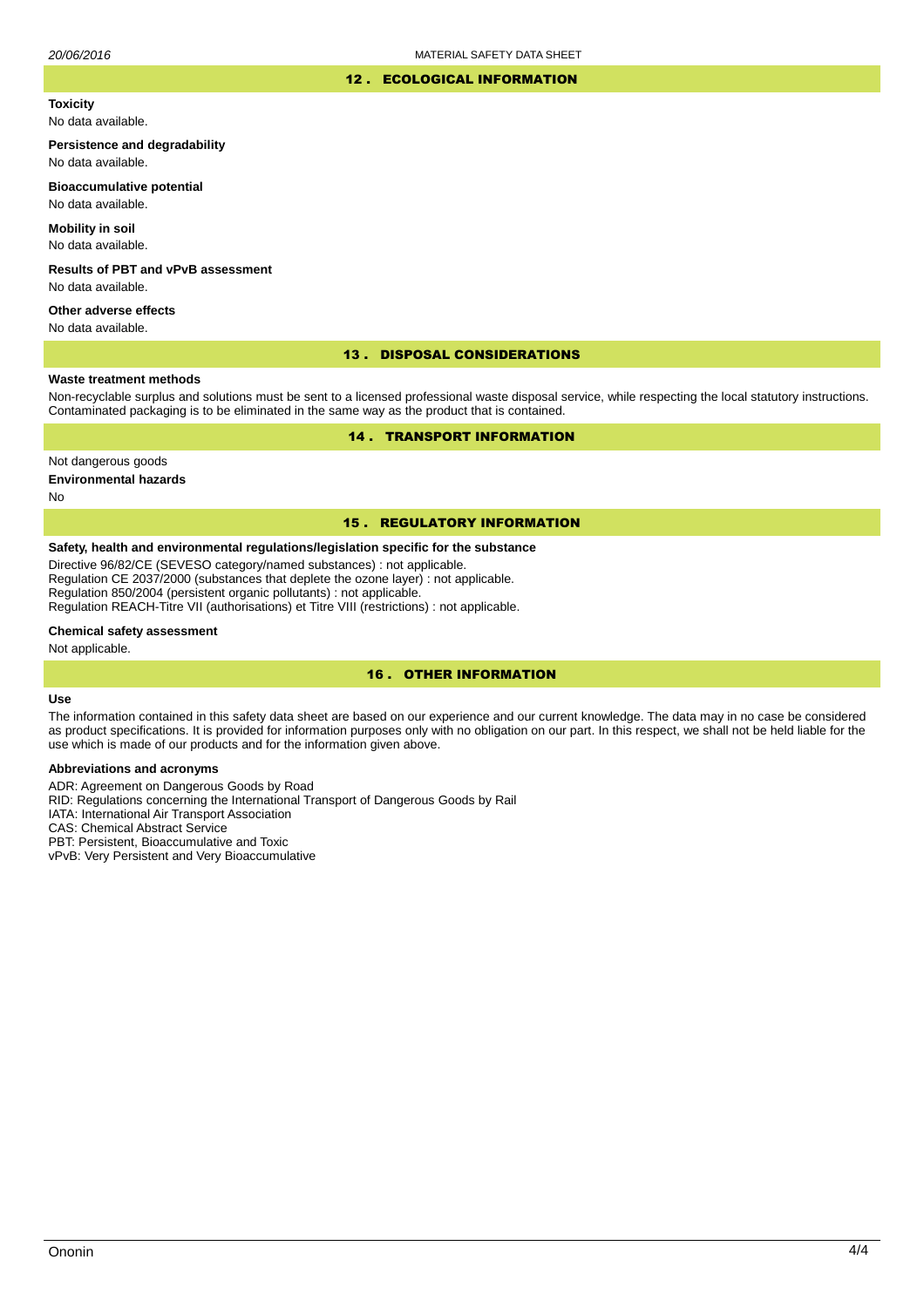## 12 . ECOLOGICAL INFORMATION

**Toxicity**

No data available.

**Persistence and degradability**

No data available.

**Bioaccumulative potential**

No data available.

**Mobility in soil**

No data available.

**Results of PBT and vPvB assessment**

No data available.

**Other adverse effects**

No data available.

## 13 . DISPOSAL CONSIDERATIONS

**Waste treatment methods**

Non-recyclable surplus and solutions must be sent to a licensed professional waste disposal service, while respecting the local statutory instructions. Contaminated packaging is to be eliminated in the same way as the product that is contained.

## 14 . TRANSPORT INFORMATION

Not dangerous goods

**Environmental hazards**

No

## 15 . REGULATORY INFORMATION

**Safety, health and environmental regulations/legislation specific for the substance**

Directive 96/82/CE (SEVESO category/named substances) : not applicable.
Regulation CE 2037/2000 (substances that deplete the ozone layer) : not applicable.
Regulation 850/2004 (persistent organic pollutants) : not applicable.
Regulation REACH-Titre VII (authorisations) et Titre VIII (restrictions) : not applicable.

**Chemical safety assessment**

Not applicable.

## 16 . OTHER INFORMATION

**Use**

The information contained in this safety data sheet are based on our experience and our current knowledge. The data may in no case be considered as product specifications. It is provided for information purposes only with no obligation on our part. In this respect, we shall not be held liable for the use which is made of our products and for the information given above.

**Abbreviations and acronyms**

ADR: Agreement on Dangerous Goods by Road
RID: Regulations concerning the International Transport of Dangerous Goods by Rail
IATA: International Air Transport Association
CAS: Chemical Abstract Service
PBT: Persistent, Bioaccumulative and Toxic
vPvB: Very Persistent and Very Bioaccumulative